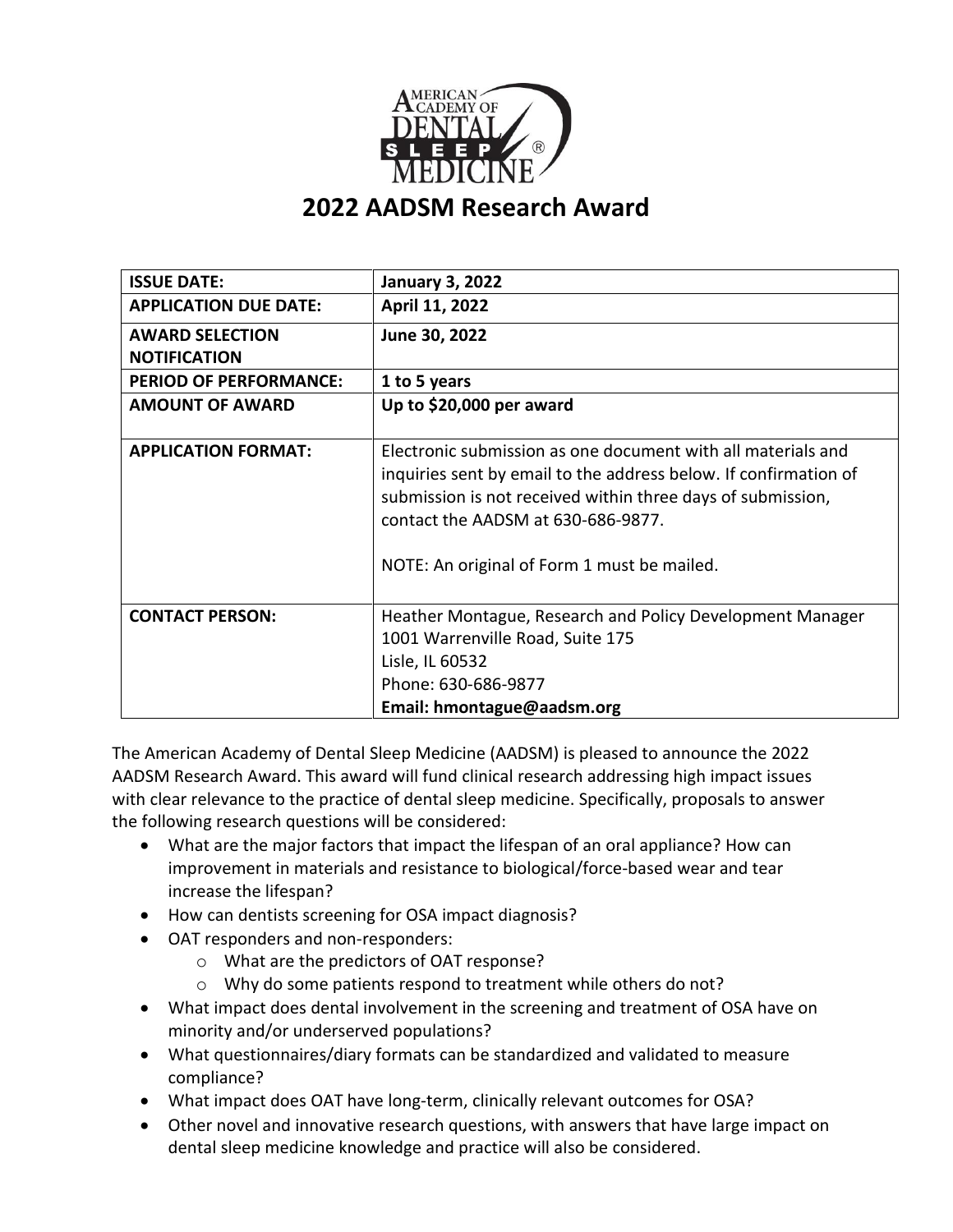# 2022 AADSM Research Award

| | |
|---|---|
| **ISSUE DATE:** | **January 3, 2022** |
| **APPLICATION DUE DATE:** | **April 11, 2022** |
| **AWARD SELECTION NOTIFICATION** | **June 30, 2022** |
| **PERIOD OF PERFORMANCE:** | **1 to 5 years** |
| **AMOUNT OF AWARD** | **Up to $20,000 per award** |
| **APPLICATION FORMAT:** | Electronic submission as one document with all materials and inquiries sent by email to the address below. If confirmation of submission is not received within three days of submission, contact the AADSM at 630-686-9877.<br><br>NOTE: An original of Form 1 must be mailed. |
| **CONTACT PERSON:** | Heather Montague, Research and Policy Development Manager<br>1001 Warrenville Road, Suite 175<br>Lisle, IL 60532<br>Phone: 630-686-9877<br>**Email: hmontague@aadsm.org** |

The American Academy of Dental Sleep Medicine (AADSM) is pleased to announce the 2022 AADSM Research Award. This award will fund clinical research addressing high impact issues with clear relevance to the practice of dental sleep medicine. Specifically, proposals to answer the following research questions will be considered:

- What are the major factors that impact the lifespan of an oral appliance? How can improvement in materials and resistance to biological/force-based wear and tear increase the lifespan?
- How can dentists screening for OSA impact diagnosis?
- OAT responders and non-responders:
  - What are the predictors of OAT response?
  - Why do some patients respond to treatment while others do not?
- What impact does dental involvement in the screening and treatment of OSA have on minority and/or underserved populations?
- What questionnaires/diary formats can be standardized and validated to measure compliance?
- What impact does OAT have long-term, clinically relevant outcomes for OSA?
- Other novel and innovative research questions, with answers that have large impact on dental sleep medicine knowledge and practice will also be considered.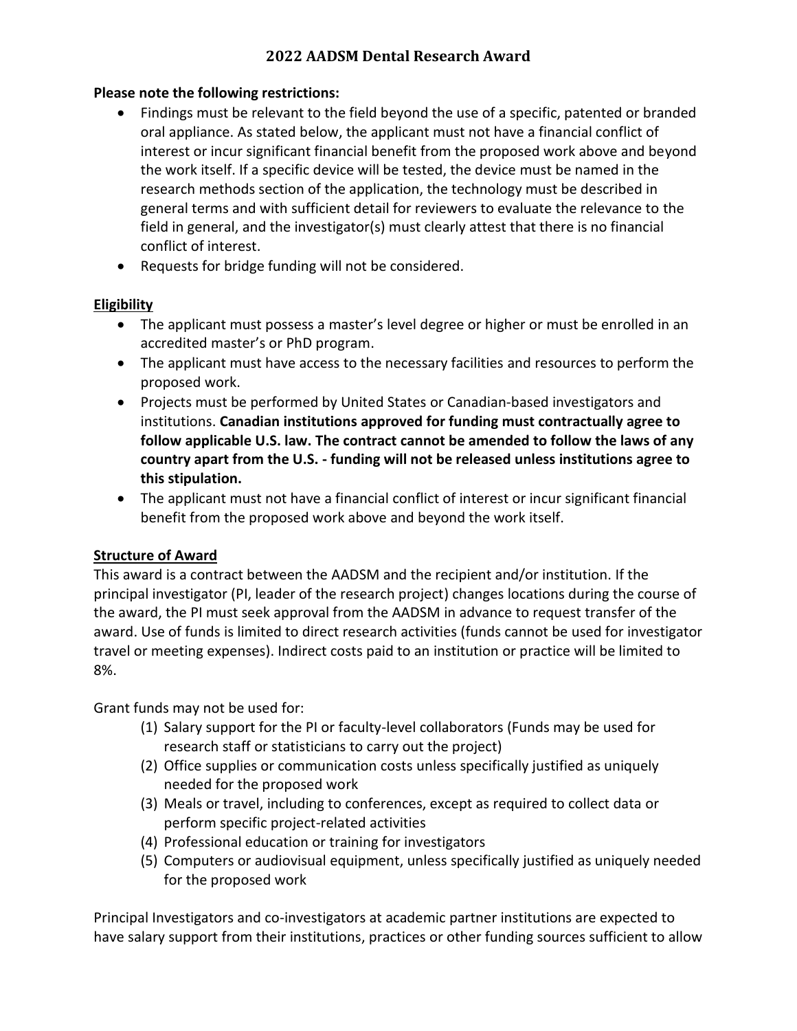## 2022 AADSM Dental Research Award

**Please note the following restrictions:**

- Findings must be relevant to the field beyond the use of a specific, patented or branded oral appliance. As stated below, the applicant must not have a financial conflict of interest or incur significant financial benefit from the proposed work above and beyond the work itself. If a specific device will be tested, the device must be named in the research methods section of the application, the technology must be described in general terms and with sufficient detail for reviewers to evaluate the relevance to the field in general, and the investigator(s) must clearly attest that there is no financial conflict of interest.
- Requests for bridge funding will not be considered.

### Eligibility

- The applicant must possess a master's level degree or higher or must be enrolled in an accredited master's or PhD program.
- The applicant must have access to the necessary facilities and resources to perform the proposed work.
- Projects must be performed by United States or Canadian-based investigators and institutions. **Canadian institutions approved for funding must contractually agree to follow applicable U.S. law. The contract cannot be amended to follow the laws of any country apart from the U.S. - funding will not be released unless institutions agree to this stipulation.**
- The applicant must not have a financial conflict of interest or incur significant financial benefit from the proposed work above and beyond the work itself.

### Structure of Award

This award is a contract between the AADSM and the recipient and/or institution. If the principal investigator (PI, leader of the research project) changes locations during the course of the award, the PI must seek approval from the AADSM in advance to request transfer of the award. Use of funds is limited to direct research activities (funds cannot be used for investigator travel or meeting expenses). Indirect costs paid to an institution or practice will be limited to 8%.

Grant funds may not be used for:

1. Salary support for the PI or faculty-level collaborators (Funds may be used for research staff or statisticians to carry out the project)
2. Office supplies or communication costs unless specifically justified as uniquely needed for the proposed work
3. Meals or travel, including to conferences, except as required to collect data or perform specific project-related activities
4. Professional education or training for investigators
5. Computers or audiovisual equipment, unless specifically justified as uniquely needed for the proposed work

Principal Investigators and co-investigators at academic partner institutions are expected to have salary support from their institutions, practices or other funding sources sufficient to allow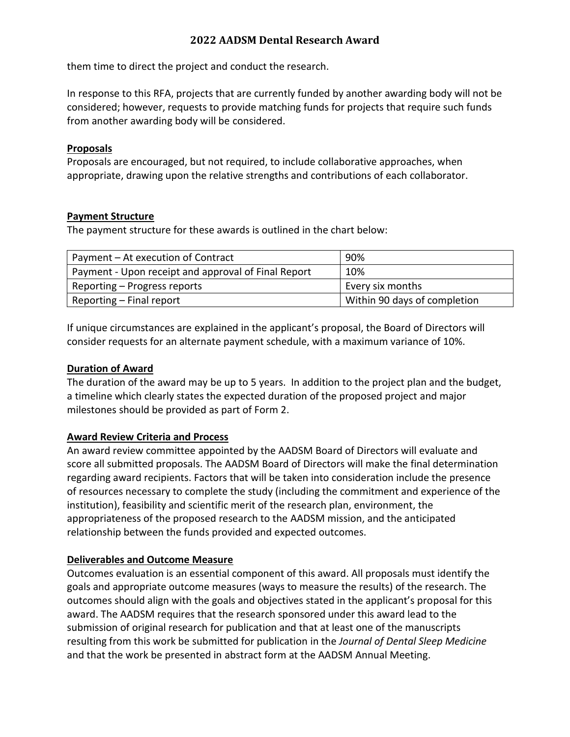them time to direct the project and conduct the research.

In response to this RFA, projects that are currently funded by another awarding body will not be considered; however, requests to provide matching funds for projects that require such funds from another awarding body will be considered.

**Proposals**

Proposals are encouraged, but not required, to include collaborative approaches, when appropriate, drawing upon the relative strengths and contributions of each collaborator.

**Payment Structure**

The payment structure for these awards is outlined in the chart below:

| Payment – At execution of Contract | 90% |
|---|---|
| Payment - Upon receipt and approval of Final Report | 10% |
| Reporting – Progress reports | Every six months |
| Reporting – Final report | Within 90 days of completion |

If unique circumstances are explained in the applicant's proposal, the Board of Directors will consider requests for an alternate payment schedule, with a maximum variance of 10%.

**Duration of Award**

The duration of the award may be up to 5 years. In addition to the project plan and the budget, a timeline which clearly states the expected duration of the proposed project and major milestones should be provided as part of Form 2.

**Award Review Criteria and Process**

An award review committee appointed by the AADSM Board of Directors will evaluate and score all submitted proposals. The AADSM Board of Directors will make the final determination regarding award recipients. Factors that will be taken into consideration include the presence of resources necessary to complete the study (including the commitment and experience of the institution), feasibility and scientific merit of the research plan, environment, the appropriateness of the proposed research to the AADSM mission, and the anticipated relationship between the funds provided and expected outcomes.

**Deliverables and Outcome Measure**

Outcomes evaluation is an essential component of this award. All proposals must identify the goals and appropriate outcome measures (ways to measure the results) of the research. The outcomes should align with the goals and objectives stated in the applicant's proposal for this award. The AADSM requires that the research sponsored under this award lead to the submission of original research for publication and that at least one of the manuscripts resulting from this work be submitted for publication in the *Journal of Dental Sleep Medicine* and that the work be presented in abstract form at the AADSM Annual Meeting.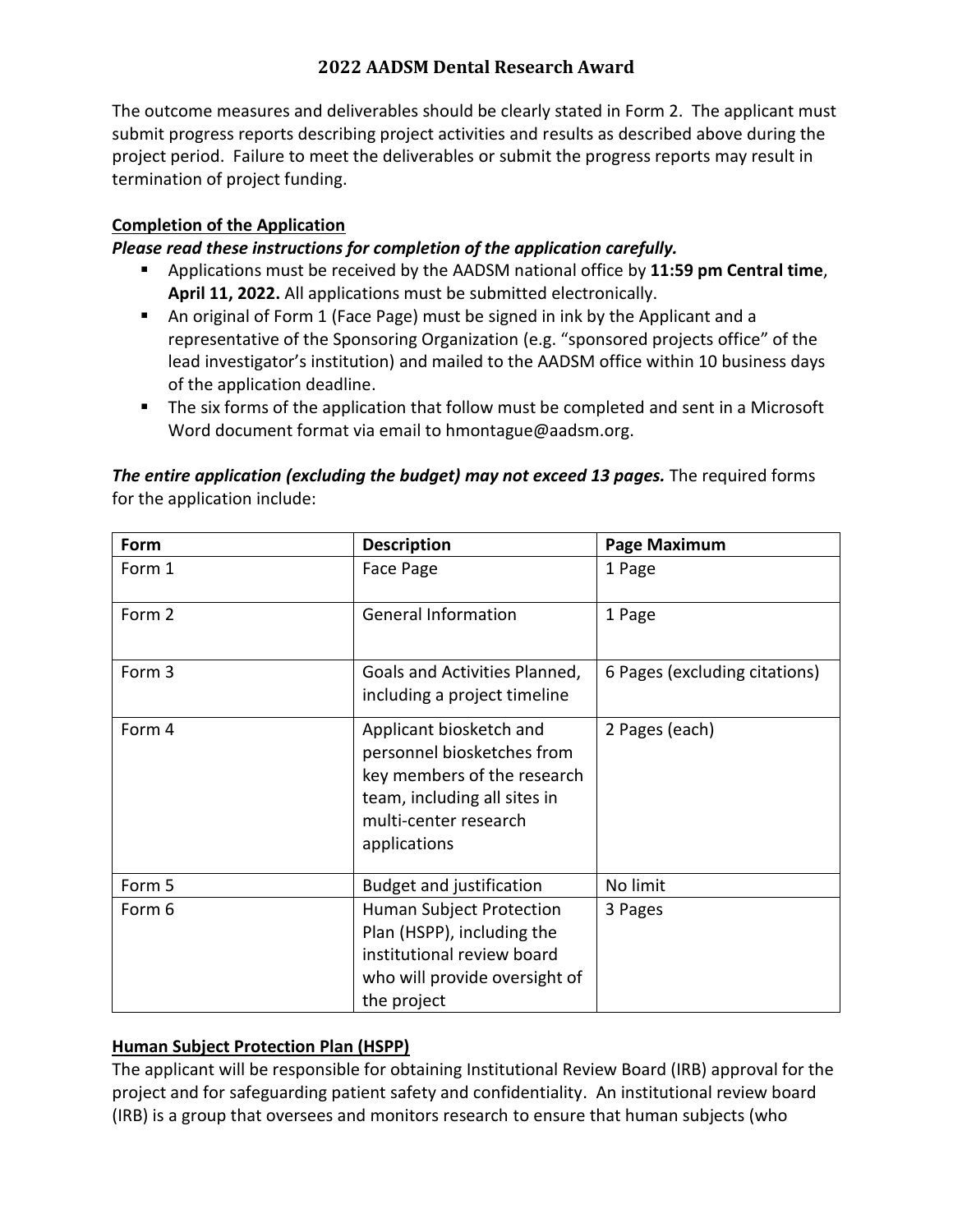The outcome measures and deliverables should be clearly stated in Form 2. The applicant must submit progress reports describing project activities and results as described above during the project period. Failure to meet the deliverables or submit the progress reports may result in termination of project funding.

## Completion of the Application

***Please read these instructions for completion of the application carefully.***

- Applications must be received by the AADSM national office by **11:59 pm Central time**, **April 11, 2022.** All applications must be submitted electronically.
- An original of Form 1 (Face Page) must be signed in ink by the Applicant and a representative of the Sponsoring Organization (e.g. "sponsored projects office" of the lead investigator's institution) and mailed to the AADSM office within 10 business days of the application deadline.
- The six forms of the application that follow must be completed and sent in a Microsoft Word document format via email to hmontague@aadsm.org.

***The entire application (excluding the budget) may not exceed 13 pages.*** The required forms for the application include:

| Form | Description | Page Maximum |
|---|---|---|
| Form 1 | Face Page | 1 Page |
| Form 2 | General Information | 1 Page |
| Form 3 | Goals and Activities Planned, including a project timeline | 6 Pages (excluding citations) |
| Form 4 | Applicant biosketch and personnel biosketches from key members of the research team, including all sites in multi-center research applications | 2 Pages (each) |
| Form 5 | Budget and justification | No limit |
| Form 6 | Human Subject Protection Plan (HSPP), including the institutional review board who will provide oversight of the project | 3 Pages |

## Human Subject Protection Plan (HSPP)

The applicant will be responsible for obtaining Institutional Review Board (IRB) approval for the project and for safeguarding patient safety and confidentiality. An institutional review board (IRB) is a group that oversees and monitors research to ensure that human subjects (who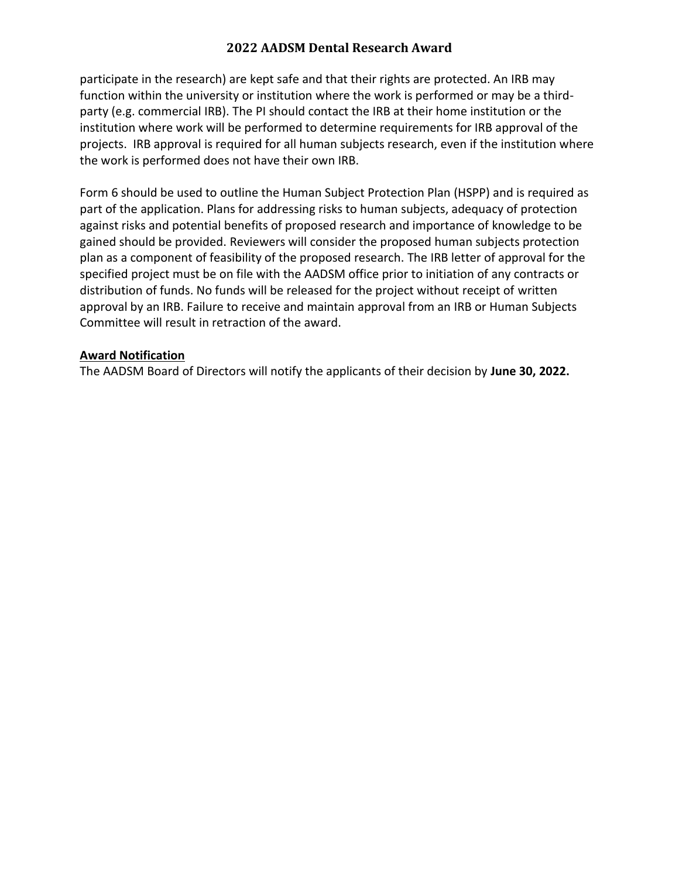participate in the research) are kept safe and that their rights are protected. An IRB may function within the university or institution where the work is performed or may be a third-party (e.g. commercial IRB). The PI should contact the IRB at their home institution or the institution where work will be performed to determine requirements for IRB approval of the projects. IRB approval is required for all human subjects research, even if the institution where the work is performed does not have their own IRB.

Form 6 should be used to outline the Human Subject Protection Plan (HSPP) and is required as part of the application. Plans for addressing risks to human subjects, adequacy of protection against risks and potential benefits of proposed research and importance of knowledge to be gained should be provided. Reviewers will consider the proposed human subjects protection plan as a component of feasibility of the proposed research. The IRB letter of approval for the specified project must be on file with the AADSM office prior to initiation of any contracts or distribution of funds. No funds will be released for the project without receipt of written approval by an IRB. Failure to receive and maintain approval from an IRB or Human Subjects Committee will result in retraction of the award.

**Award Notification**

The AADSM Board of Directors will notify the applicants of their decision by **June 30, 2022.**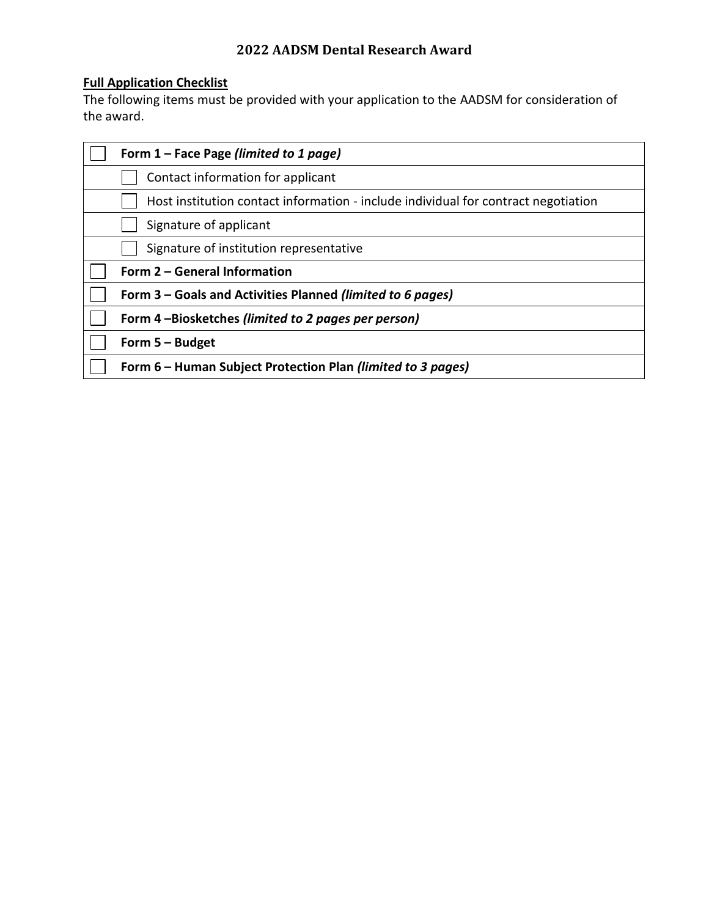## 2022 AADSM Dental Research Award

**Full Application Checklist**

The following items must be provided with your application to the AADSM for consideration of the award.

- [ ] **Form 1 – Face Page *(limited to 1 page)***
  - [ ] Contact information for applicant
  - [ ] Host institution contact information - include individual for contract negotiation
  - [ ] Signature of applicant
  - [ ] Signature of institution representative
- [ ] **Form 2 – General Information**
- [ ] **Form 3 – Goals and Activities Planned *(limited to 6 pages)***
- [ ] **Form 4 –Biosketches *(limited to 2 pages per person)***
- [ ] **Form 5 – Budget**
- [ ] **Form 6 – Human Subject Protection Plan *(limited to 3 pages)***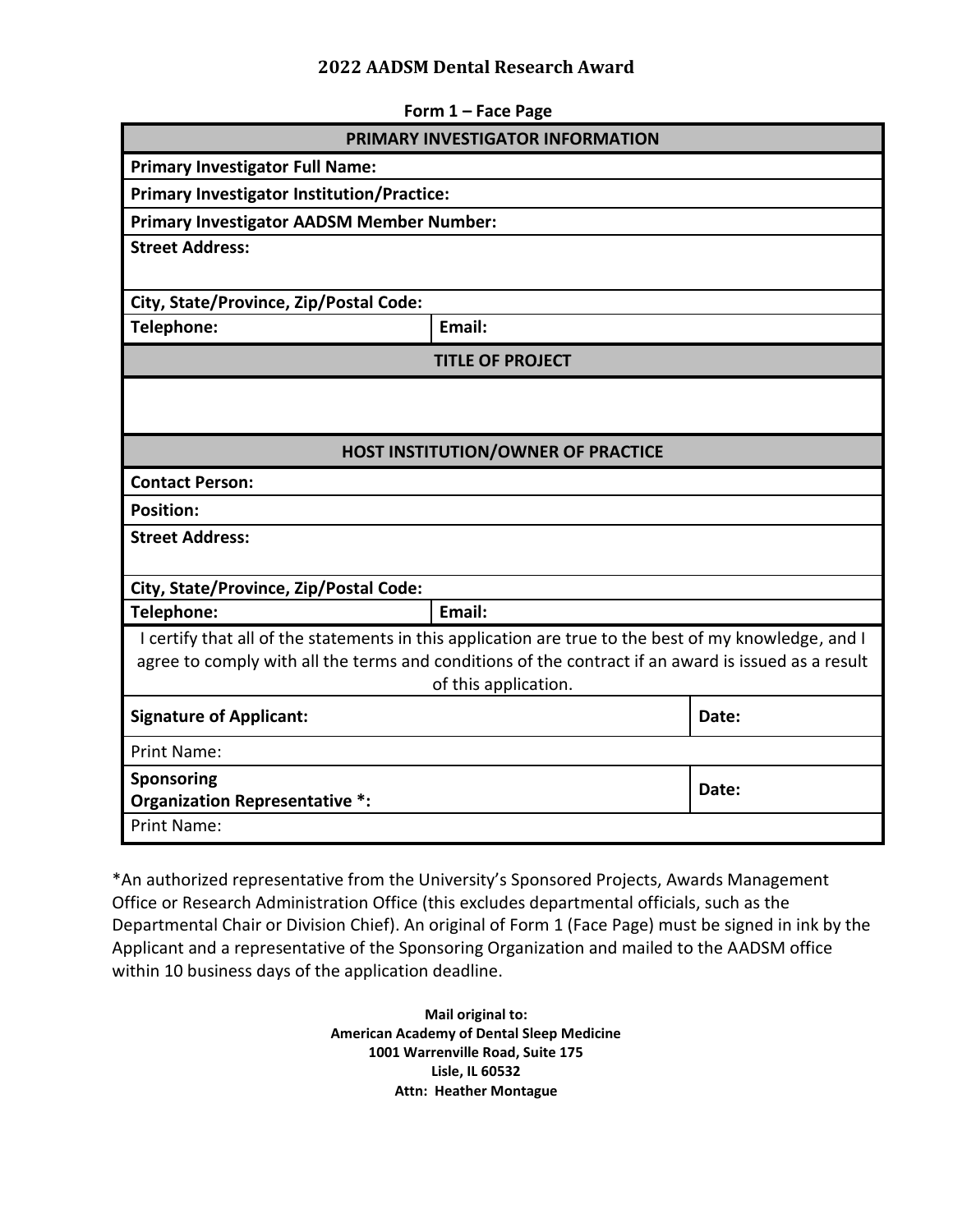# 2022 AADSM Dental Research Award

**Form 1 – Face Page**

| **PRIMARY INVESTIGATOR INFORMATION** | | |
|---|---|---|
| **Primary Investigator Full Name:** | | |
| **Primary Investigator Institution/Practice:** | | |
| **Primary Investigator AADSM Member Number:** | | |
| **Street Address:** | | |
| **City, State/Province, Zip/Postal Code:** | | |
| **Telephone:** | **Email:** | |
| **TITLE OF PROJECT** | | |
| | | |
| **HOST INSTITUTION/OWNER OF PRACTICE** | | |
| **Contact Person:** | | |
| **Position:** | | |
| **Street Address:** | | |
| **City, State/Province, Zip/Postal Code:** | | |
| **Telephone:** | **Email:** | |
| I certify that all of the statements in this application are true to the best of my knowledge, and I agree to comply with all the terms and conditions of the contract if an award is issued as a result of this application. | | |
| **Signature of Applicant:** | | **Date:** |
| Print Name: | | |
| **Sponsoring Organization Representative *:** | | **Date:** |
| Print Name: | | |

*An authorized representative from the University's Sponsored Projects, Awards Management Office or Research Administration Office (this excludes departmental officials, such as the Departmental Chair or Division Chief). An original of Form 1 (Face Page) must be signed in ink by the Applicant and a representative of the Sponsoring Organization and mailed to the AADSM office within 10 business days of the application deadline.

**Mail original to:**
**American Academy of Dental Sleep Medicine**
**1001 Warrenville Road, Suite 175**
**Lisle, IL 60532**
**Attn: Heather Montague**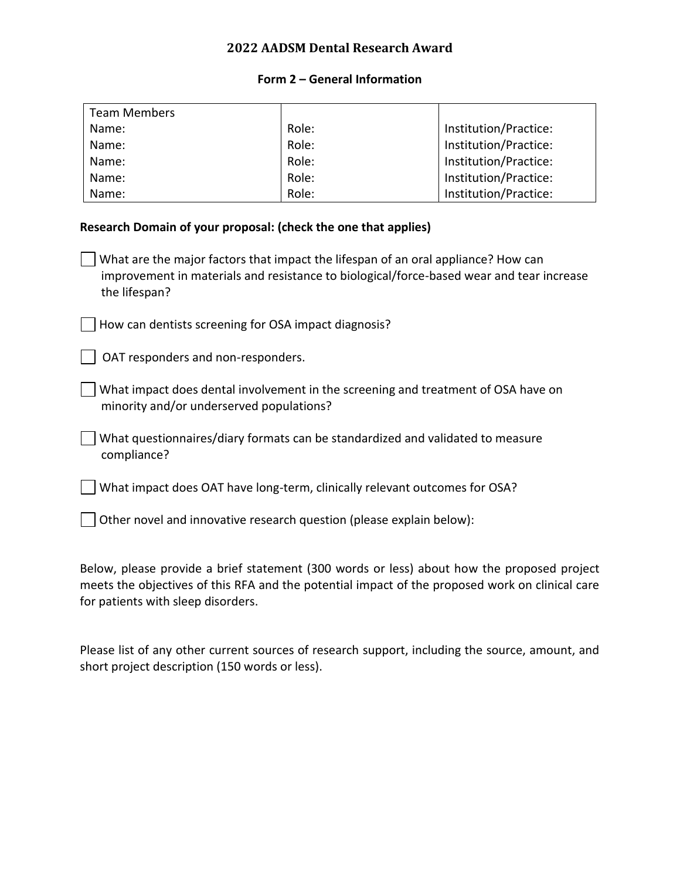## 2022 AADSM Dental Research Award

### Form 2 – General Information

| Team Members | | |
|---|---|---|
| Name: | Role: | Institution/Practice: |
| Name: | Role: | Institution/Practice: |
| Name: | Role: | Institution/Practice: |
| Name: | Role: | Institution/Practice: |
| Name: | Role: | Institution/Practice: |

**Research Domain of your proposal: (check the one that applies)**

- [ ] What are the major factors that impact the lifespan of an oral appliance? How can improvement in materials and resistance to biological/force-based wear and tear increase the lifespan?
- [ ] How can dentists screening for OSA impact diagnosis?
- [ ] OAT responders and non-responders.
- [ ] What impact does dental involvement in the screening and treatment of OSA have on minority and/or underserved populations?
- [ ] What questionnaires/diary formats can be standardized and validated to measure compliance?
- [ ] What impact does OAT have long-term, clinically relevant outcomes for OSA?
- [ ] Other novel and innovative research question (please explain below):

Below, please provide a brief statement (300 words or less) about how the proposed project meets the objectives of this RFA and the potential impact of the proposed work on clinical care for patients with sleep disorders.

Please list of any other current sources of research support, including the source, amount, and short project description (150 words or less).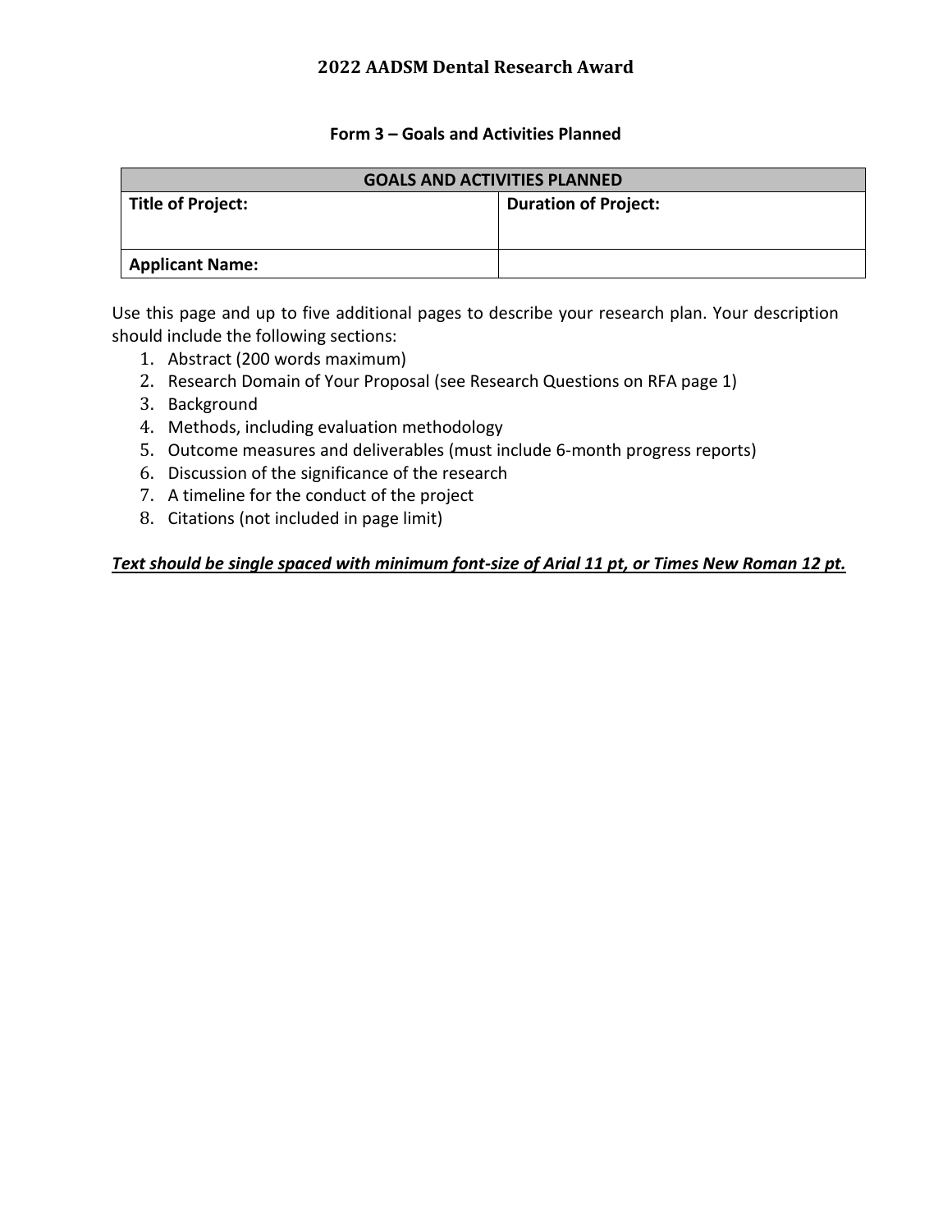# 2022 AADSM Dental Research Award

## Form 3 – Goals and Activities Planned

| GOALS AND ACTIVITIES PLANNED | |
|---|---|
| **Title of Project:** | **Duration of Project:** |
| **Applicant Name:** | |

Use this page and up to five additional pages to describe your research plan. Your description should include the following sections:

1. Abstract (200 words maximum)
2. Research Domain of Your Proposal (see Research Questions on RFA page 1)
3. Background
4. Methods, including evaluation methodology
5. Outcome measures and deliverables (must include 6-month progress reports)
6. Discussion of the significance of the research
7. A timeline for the conduct of the project
8. Citations (not included in page limit)

***<u>Text should be single spaced with minimum font-size of Arial 11 pt, or Times New Roman 12 pt.</u>***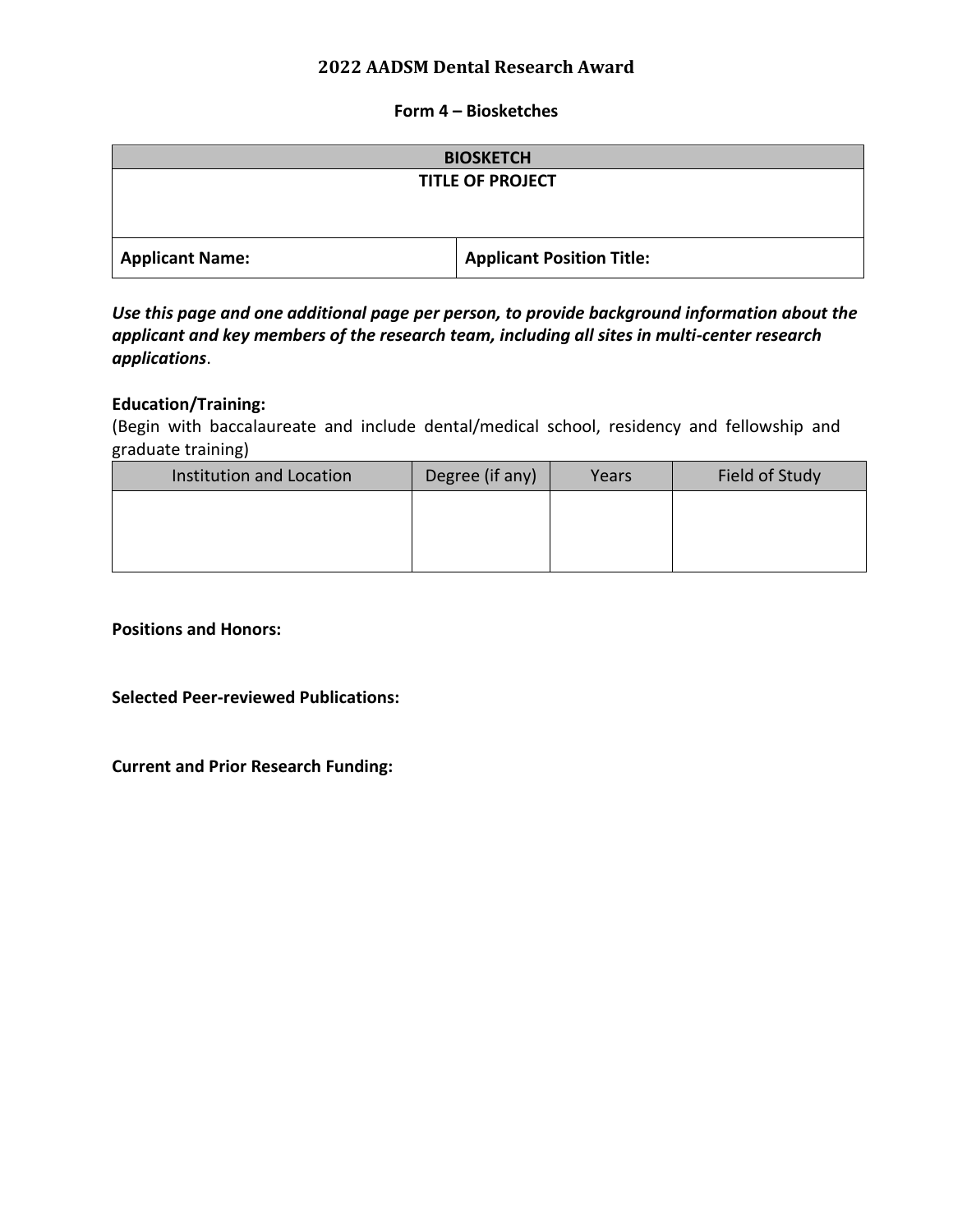## 2022 AADSM Dental Research Award

### Form 4 – Biosketches

| BIOSKETCH | |
|---|---|
| **TITLE OF PROJECT** | |
| | |
| **Applicant Name:** | **Applicant Position Title:** |

***Use this page and one additional page per person, to provide background information about the applicant and key members of the research team, including all sites in multi-center research applications***.

**Education/Training:**
(Begin with baccalaureate and include dental/medical school, residency and fellowship and graduate training)

| Institution and Location | Degree (if any) | Years | Field of Study |
|---|---|---|---|
| | | | |

**Positions and Honors:**

**Selected Peer-reviewed Publications:**

**Current and Prior Research Funding:**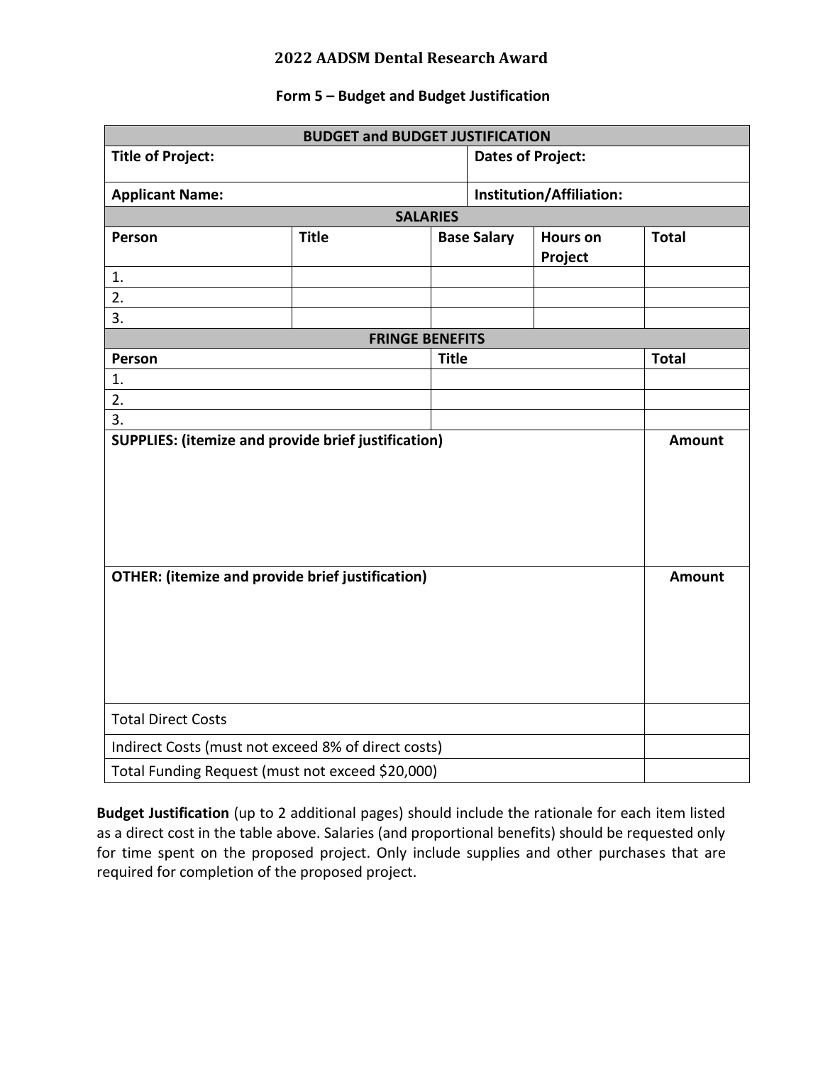# 2022 AADSM Dental Research Award

## Form 5 – Budget and Budget Justification

| **BUDGET and BUDGET JUSTIFICATION** | | | | |
|---|---|---|---|---|
| **Title of Project:** | | | **Dates of Project:** | |
| **Applicant Name:** | | | **Institution/Affiliation:** | |
| **SALARIES** | | | | |
| **Person** | **Title** | **Base Salary** | **Hours on Project** | **Total** |
| 1. | | | | |
| 2. | | | | |
| 3. | | | | |
| **FRINGE BENEFITS** | | | | |
| **Person** | | **Title** | | **Total** |
| 1. | | | | |
| 2. | | | | |
| 3. | | | | |
| **SUPPLIES: (itemize and provide brief justification)** | | | | **Amount** |
| **OTHER: (itemize and provide brief justification)** | | | | **Amount** |
| Total Direct Costs | | | | |
| Indirect Costs (must not exceed 8% of direct costs) | | | | |
| Total Funding Request (must not exceed $20,000) | | | | |

**Budget Justification** (up to 2 additional pages) should include the rationale for each item listed as a direct cost in the table above. Salaries (and proportional benefits) should be requested only for time spent on the proposed project. Only include supplies and other purchases that are required for completion of the proposed project.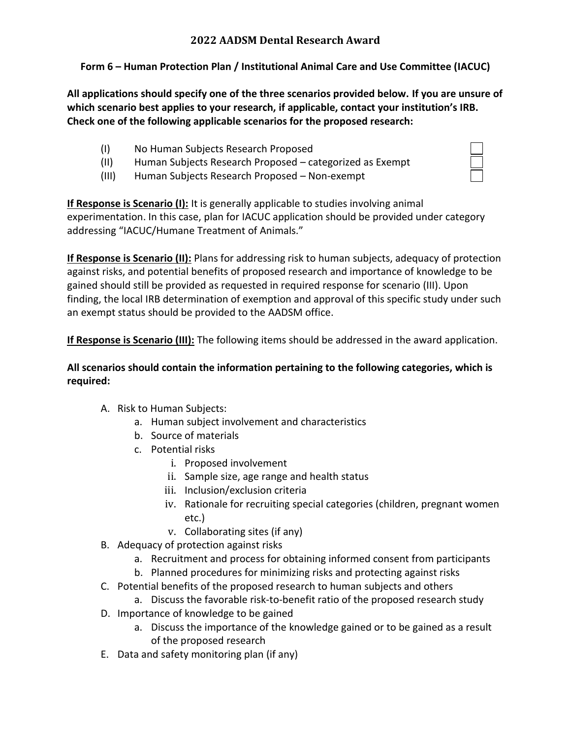## 2022 AADSM Dental Research Award

### Form 6 – Human Protection Plan / Institutional Animal Care and Use Committee (IACUC)

**All applications should specify one of the three scenarios provided below. If you are unsure of which scenario best applies to your research, if applicable, contact your institution's IRB. Check one of the following applicable scenarios for the proposed research:**

- (I) No Human Subjects Research Proposed ☐
- (II) Human Subjects Research Proposed – categorized as Exempt ☐
- (III) Human Subjects Research Proposed – Non-exempt ☐

**If Response is Scenario (I):** It is generally applicable to studies involving animal experimentation. In this case, plan for IACUC application should be provided under category addressing "IACUC/Humane Treatment of Animals."

**If Response is Scenario (II):** Plans for addressing risk to human subjects, adequacy of protection against risks, and potential benefits of proposed research and importance of knowledge to be gained should still be provided as requested in required response for scenario (III). Upon finding, the local IRB determination of exemption and approval of this specific study under such an exempt status should be provided to the AADSM office.

**If Response is Scenario (III):** The following items should be addressed in the award application.

**All scenarios should contain the information pertaining to the following categories, which is required:**

- A. Risk to Human Subjects:
  - a. Human subject involvement and characteristics
  - b. Source of materials
  - c. Potential risks
    - i. Proposed involvement
    - ii. Sample size, age range and health status
    - iii. Inclusion/exclusion criteria
    - iv. Rationale for recruiting special categories (children, pregnant women etc.)
    - v. Collaborating sites (if any)
- B. Adequacy of protection against risks
  - a. Recruitment and process for obtaining informed consent from participants
  - b. Planned procedures for minimizing risks and protecting against risks
- C. Potential benefits of the proposed research to human subjects and others
  - a. Discuss the favorable risk-to-benefit ratio of the proposed research study
- D. Importance of knowledge to be gained
  - a. Discuss the importance of the knowledge gained or to be gained as a result of the proposed research
- E. Data and safety monitoring plan (if any)